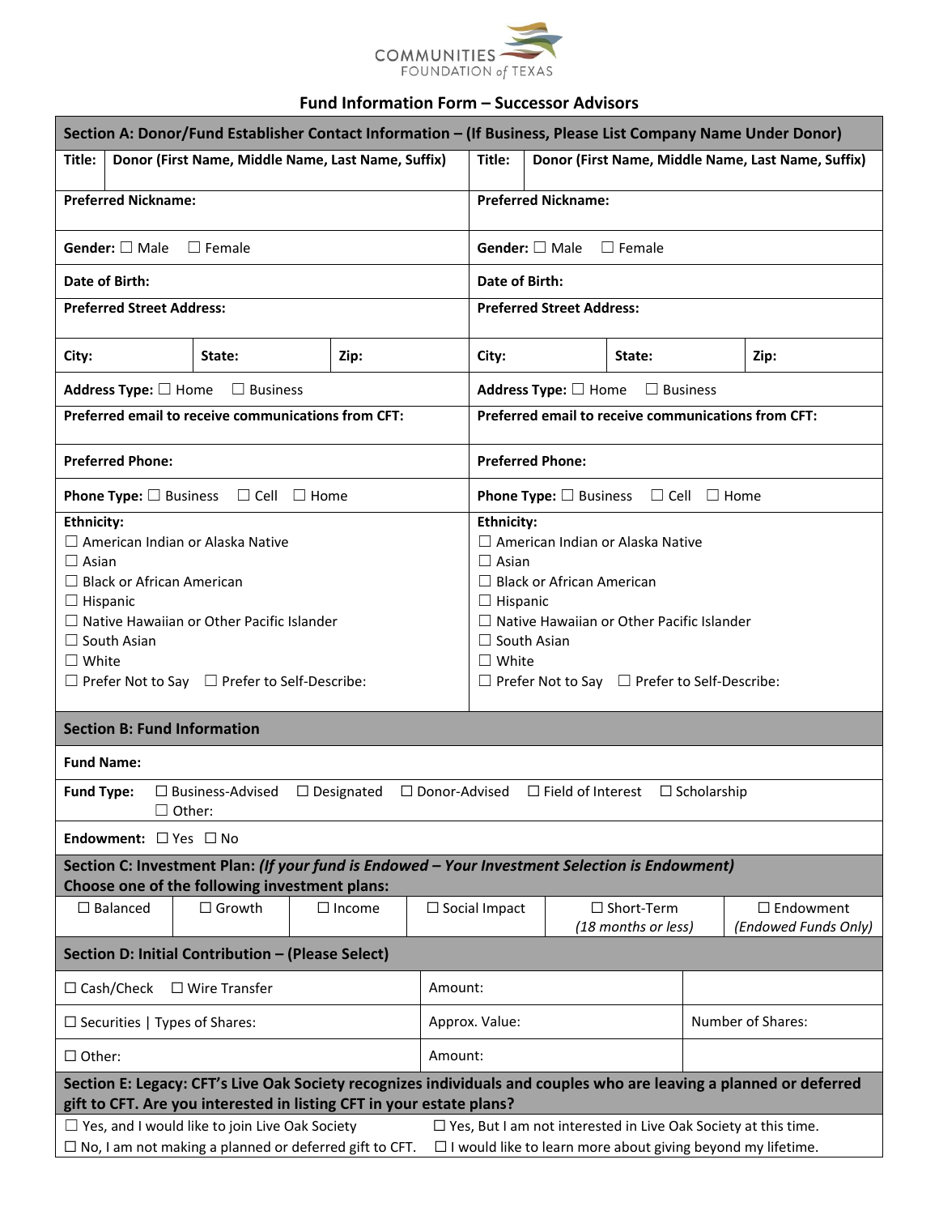COMMUNITIES FOUNDATION of TEXAS

## Fund Information Form – Successor Advisors

| Section A: Donor/Fund Establisher Contact Information – (If Business, Please List Company Name Under Donor) | |
|---|---|
| **Title:** **Donor (First Name, Middle Name, Last Name, Suffix)** | **Title:** **Donor (First Name, Middle Name, Last Name, Suffix)** |
| **Preferred Nickname:** | **Preferred Nickname:** |
| **Gender:** ☐ Male ☐ Female | **Gender:** ☐ Male ☐ Female |
| **Date of Birth:** | **Date of Birth:** |
| **Preferred Street Address:** | **Preferred Street Address:** |
| **City:** **State:** **Zip:** | **City:** **State:** **Zip:** |
| **Address Type:** ☐ Home ☐ Business | **Address Type:** ☐ Home ☐ Business |
| **Preferred email to receive communications from CFT:** | **Preferred email to receive communications from CFT:** |
| **Preferred Phone:** | **Preferred Phone:** |
| **Phone Type:** ☐ Business ☐ Cell ☐ Home | **Phone Type:** ☐ Business ☐ Cell ☐ Home |
| **Ethnicity:**<br>☐ American Indian or Alaska Native<br>☐ Asian<br>☐ Black or African American<br>☐ Hispanic<br>☐ Native Hawaiian or Other Pacific Islander<br>☐ South Asian<br>☐ White<br>☐ Prefer Not to Say ☐ Prefer to Self-Describe: | **Ethnicity:**<br>☐ American Indian or Alaska Native<br>☐ Asian<br>☐ Black or African American<br>☐ Hispanic<br>☐ Native Hawaiian or Other Pacific Islander<br>☐ South Asian<br>☐ White<br>☐ Prefer Not to Say ☐ Prefer to Self-Describe: |

| Section B: Fund Information |
|---|
| **Fund Name:** |
| **Fund Type:** ☐ Business-Advised ☐ Designated ☐ Donor-Advised ☐ Field of Interest ☐ Scholarship ☐ Other: |
| **Endowment:** ☐ Yes ☐ No |

**Section C: Investment Plan:** ***(If your fund is Endowed – Your Investment Selection is Endowment)*** **Choose one of the following investment plans:**

| ☐ Balanced | ☐ Growth | ☐ Income | ☐ Social Impact | ☐ Short-Term *(18 months or less)* | ☐ Endowment *(Endowed Funds Only)* |
|---|---|---|---|---|---|

| Section D: Initial Contribution – (Please Select) | | |
|---|---|---|
| ☐ Cash/Check ☐ Wire Transfer | Amount: | |
| ☐ Securities \| Types of Shares: | Approx. Value: | Number of Shares: |
| ☐ Other: | Amount: | |

**Section E: Legacy: CFT's Live Oak Society recognizes individuals and couples who are leaving a planned or deferred gift to CFT. Are you interested in listing CFT in your estate plans?**

☐ Yes, and I would like to join Live Oak Society
☐ Yes, But I am not interested in Live Oak Society at this time.
☐ No, I am not making a planned or deferred gift to CFT.
☐ I would like to learn more about giving beyond my lifetime.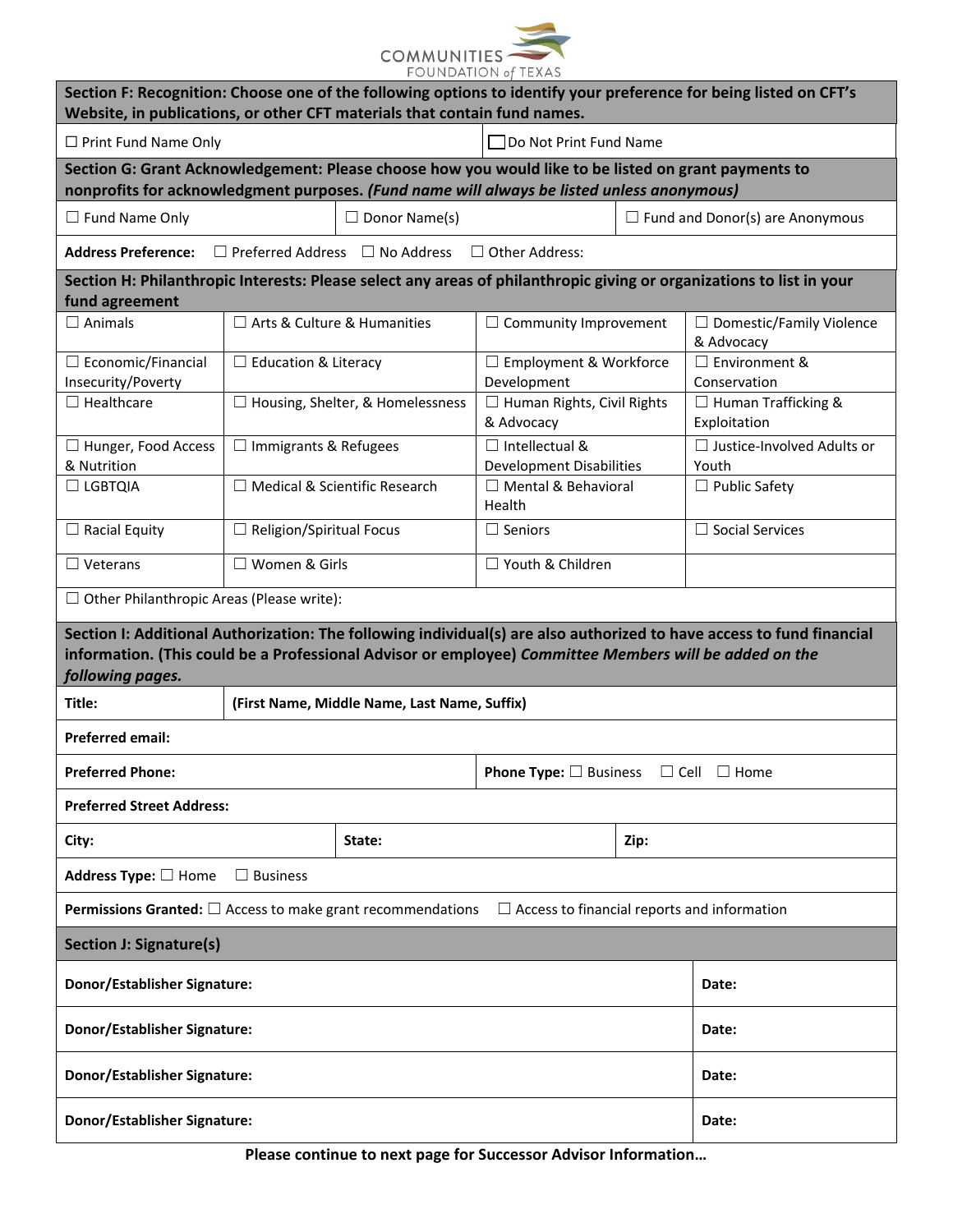### Section F: Recognition: Choose one of the following options to identify your preference for being listed on CFT's Website, in publications, or other CFT materials that contain fund names.

☐ Print Fund Name Only ☐ Do Not Print Fund Name

### Section G: Grant Acknowledgement: Please choose how you would like to be listed on grant payments to nonprofits for acknowledgment purposes. *(Fund name will always be listed unless anonymous)*

☐ Fund Name Only ☐ Donor Name(s) ☐ Fund and Donor(s) are Anonymous

**Address Preference:** ☐ Preferred Address ☐ No Address ☐ Other Address:

### Section H: Philanthropic Interests: Please select any areas of philanthropic giving or organizations to list in your fund agreement

| | | | |
|---|---|---|---|
| ☐ Animals | ☐ Arts & Culture & Humanities | ☐ Community Improvement | ☐ Domestic/Family Violence & Advocacy |
| ☐ Economic/Financial Insecurity/Poverty | ☐ Education & Literacy | ☐ Employment & Workforce Development | ☐ Environment & Conservation |
| ☐ Healthcare | ☐ Housing, Shelter, & Homelessness | ☐ Human Rights, Civil Rights & Advocacy | ☐ Human Trafficking & Exploitation |
| ☐ Hunger, Food Access & Nutrition | ☐ Immigrants & Refugees | ☐ Intellectual & Development Disabilities | ☐ Justice-Involved Adults or Youth |
| ☐ LGBTQIA | ☐ Medical & Scientific Research | ☐ Mental & Behavioral Health | ☐ Public Safety |
| ☐ Racial Equity | ☐ Religion/Spiritual Focus | ☐ Seniors | ☐ Social Services |
| ☐ Veterans | ☐ Women & Girls | ☐ Youth & Children | |

☐ Other Philanthropic Areas (Please write):

### Section I: Additional Authorization: The following individual(s) are also authorized to have access to fund financial information. (This could be a Professional Advisor or employee) *Committee Members will be added on the following pages.*

**Title:** **(First Name, Middle Name, Last Name, Suffix)**

**Preferred email:**

**Preferred Phone:** **Phone Type:** ☐ Business ☐ Cell ☐ Home

**Preferred Street Address:**

**City:** **State:** **Zip:**

**Address Type:** ☐ Home ☐ Business

**Permissions Granted:** ☐ Access to make grant recommendations ☐ Access to financial reports and information

### Section J: Signature(s)

| | |
|---|---|
| **Donor/Establisher Signature:** | **Date:** |
| **Donor/Establisher Signature:** | **Date:** |
| **Donor/Establisher Signature:** | **Date:** |
| **Donor/Establisher Signature:** | **Date:** |

**Please continue to next page for Successor Advisor Information…**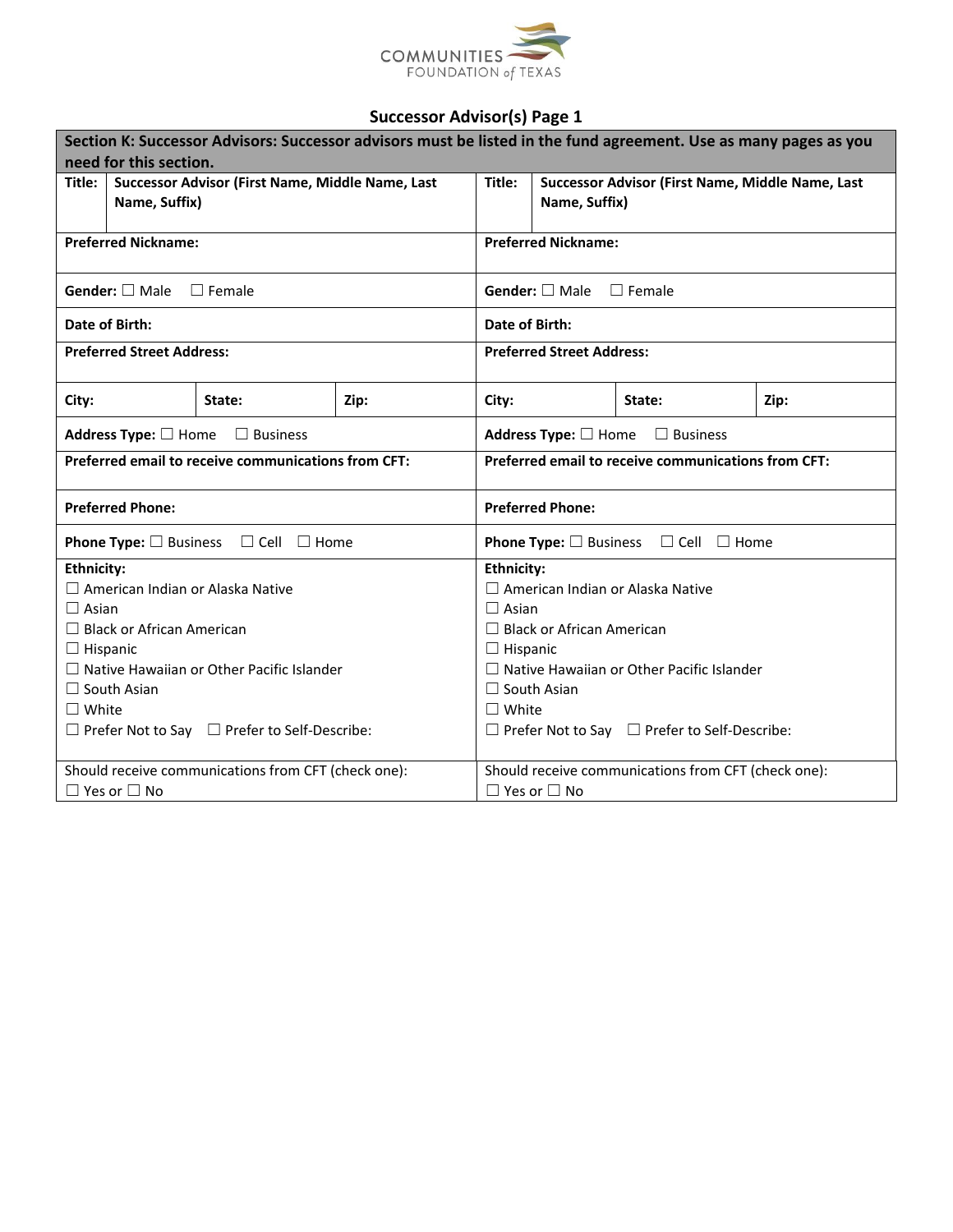COMMUNITIES FOUNDATION of TEXAS

## Successor Advisor(s) Page 1

| Section K: Successor Advisors: Successor advisors must be listed in the fund agreement. Use as many pages as you need for this section. | |
|---|---|
| **Title:** **Successor Advisor (First Name, Middle Name, Last Name, Suffix)** | **Title:** **Successor Advisor (First Name, Middle Name, Last Name, Suffix)** |
| **Preferred Nickname:** | **Preferred Nickname:** |
| **Gender:** ☐ Male ☐ Female | **Gender:** ☐ Male ☐ Female |
| **Date of Birth:** | **Date of Birth:** |
| **Preferred Street Address:** | **Preferred Street Address:** |
| **City:** **State:** **Zip:** | **City:** **State:** **Zip:** |
| **Address Type:** ☐ Home ☐ Business | **Address Type:** ☐ Home ☐ Business |
| **Preferred email to receive communications from CFT:** | **Preferred email to receive communications from CFT:** |
| **Preferred Phone:** | **Preferred Phone:** |
| **Phone Type:** ☐ Business ☐ Cell ☐ Home | **Phone Type:** ☐ Business ☐ Cell ☐ Home |
| **Ethnicity:**<br>☐ American Indian or Alaska Native<br>☐ Asian<br>☐ Black or African American<br>☐ Hispanic<br>☐ Native Hawaiian or Other Pacific Islander<br>☐ South Asian<br>☐ White<br>☐ Prefer Not to Say ☐ Prefer to Self-Describe: | **Ethnicity:**<br>☐ American Indian or Alaska Native<br>☐ Asian<br>☐ Black or African American<br>☐ Hispanic<br>☐ Native Hawaiian or Other Pacific Islander<br>☐ South Asian<br>☐ White<br>☐ Prefer Not to Say ☐ Prefer to Self-Describe: |
| Should receive communications from CFT (check one):<br>☐ Yes or ☐ No | Should receive communications from CFT (check one):<br>☐ Yes or ☐ No |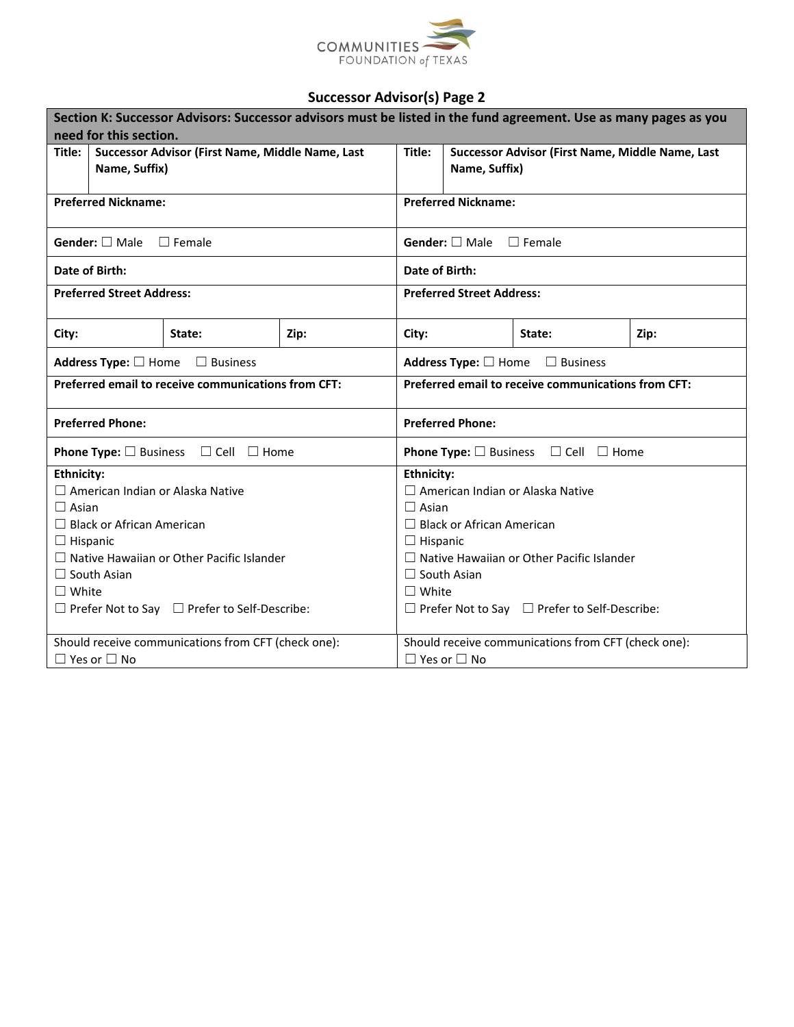COMMUNITIES FOUNDATION of TEXAS

## Successor Advisor(s) Page 2

| **Section K: Successor Advisors: Successor advisors must be listed in the fund agreement. Use as many pages as you need for this section.** | |
|---|---|
| **Title:** **Successor Advisor (First Name, Middle Name, Last Name, Suffix)** | **Title:** **Successor Advisor (First Name, Middle Name, Last Name, Suffix)** |
| **Preferred Nickname:** | **Preferred Nickname:** |
| **Gender:** ☐ Male ☐ Female | **Gender:** ☐ Male ☐ Female |
| **Date of Birth:** | **Date of Birth:** |
| **Preferred Street Address:** | **Preferred Street Address:** |
| **City:** **State:** **Zip:** | **City:** **State:** **Zip:** |
| **Address Type:** ☐ Home ☐ Business | **Address Type:** ☐ Home ☐ Business |
| **Preferred email to receive communications from CFT:** | **Preferred email to receive communications from CFT:** |
| **Preferred Phone:** | **Preferred Phone:** |
| **Phone Type:** ☐ Business ☐ Cell ☐ Home | **Phone Type:** ☐ Business ☐ Cell ☐ Home |
| **Ethnicity:**<br>☐ American Indian or Alaska Native<br>☐ Asian<br>☐ Black or African American<br>☐ Hispanic<br>☐ Native Hawaiian or Other Pacific Islander<br>☐ South Asian<br>☐ White<br>☐ Prefer Not to Say ☐ Prefer to Self-Describe: | **Ethnicity:**<br>☐ American Indian or Alaska Native<br>☐ Asian<br>☐ Black or African American<br>☐ Hispanic<br>☐ Native Hawaiian or Other Pacific Islander<br>☐ South Asian<br>☐ White<br>☐ Prefer Not to Say ☐ Prefer to Self-Describe: |
| Should receive communications from CFT (check one):<br>☐ Yes or ☐ No | Should receive communications from CFT (check one):<br>☐ Yes or ☐ No |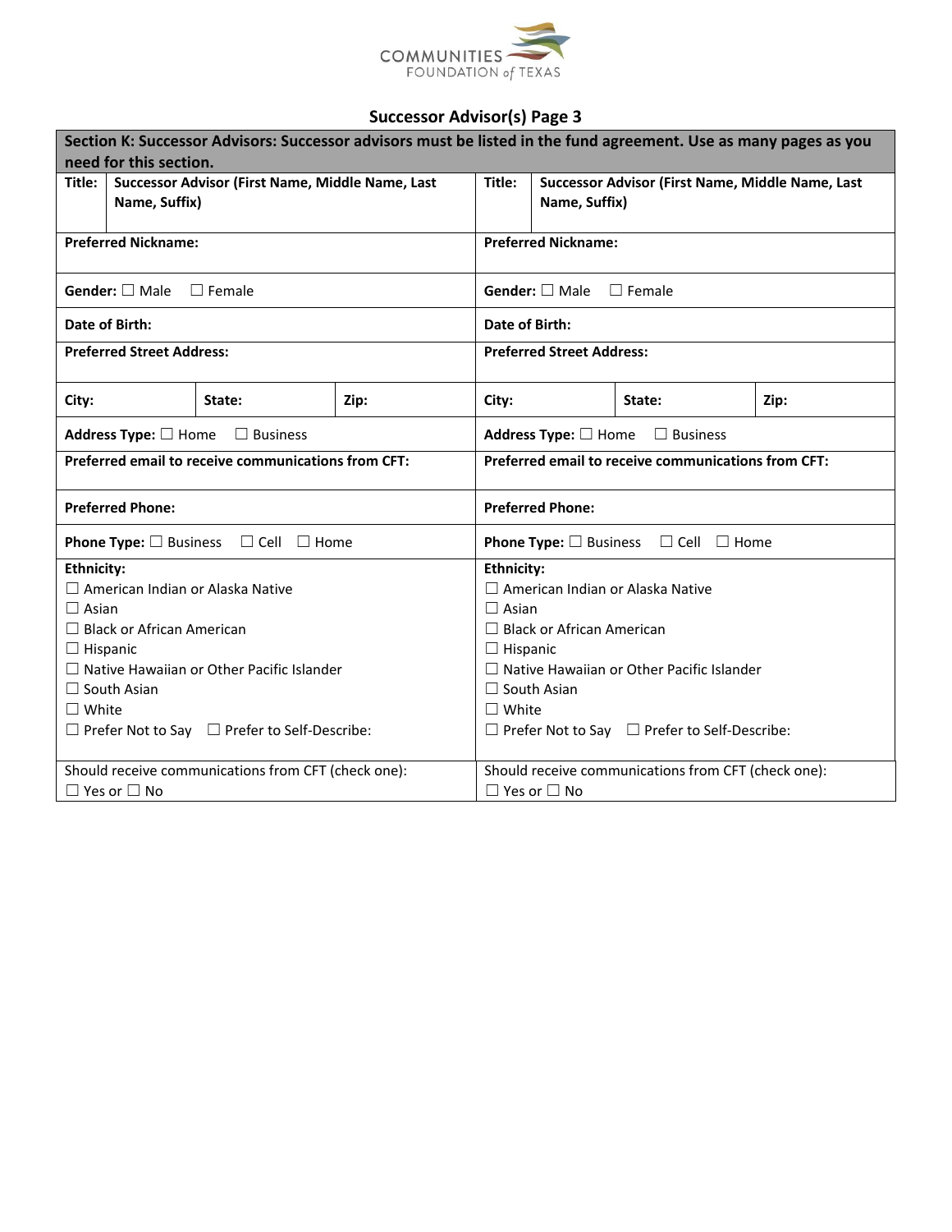COMMUNITIES FOUNDATION of TEXAS

## Successor Advisor(s) Page 3

**Section K: Successor Advisors: Successor advisors must be listed in the fund agreement. Use as many pages as you need for this section.**

| **Title:** | **Successor Advisor (First Name, Middle Name, Last Name, Suffix)** | | **Title:** | **Successor Advisor (First Name, Middle Name, Last Name, Suffix)** | |
|---|---|---|---|---|---|
| **Preferred Nickname:** | | | **Preferred Nickname:** | | |
| **Gender:** ☐ Male ☐ Female | | | **Gender:** ☐ Male ☐ Female | | |
| **Date of Birth:** | | | **Date of Birth:** | | |
| **Preferred Street Address:** | | | **Preferred Street Address:** | | |
| **City:** | **State:** | **Zip:** | **City:** | **State:** | **Zip:** |
| **Address Type:** ☐ Home ☐ Business | | | **Address Type:** ☐ Home ☐ Business | | |
| **Preferred email to receive communications from CFT:** | | | **Preferred email to receive communications from CFT:** | | |
| **Preferred Phone:** | | | **Preferred Phone:** | | |
| **Phone Type:** ☐ Business ☐ Cell ☐ Home | | | **Phone Type:** ☐ Business ☐ Cell ☐ Home | | |
| **Ethnicity:**<br>☐ American Indian or Alaska Native<br>☐ Asian<br>☐ Black or African American<br>☐ Hispanic<br>☐ Native Hawaiian or Other Pacific Islander<br>☐ South Asian<br>☐ White<br>☐ Prefer Not to Say ☐ Prefer to Self-Describe: | | | **Ethnicity:**<br>☐ American Indian or Alaska Native<br>☐ Asian<br>☐ Black or African American<br>☐ Hispanic<br>☐ Native Hawaiian or Other Pacific Islander<br>☐ South Asian<br>☐ White<br>☐ Prefer Not to Say ☐ Prefer to Self-Describe: | | |
| Should receive communications from CFT (check one):<br>☐ Yes or ☐ No | | | Should receive communications from CFT (check one):<br>☐ Yes or ☐ No | | |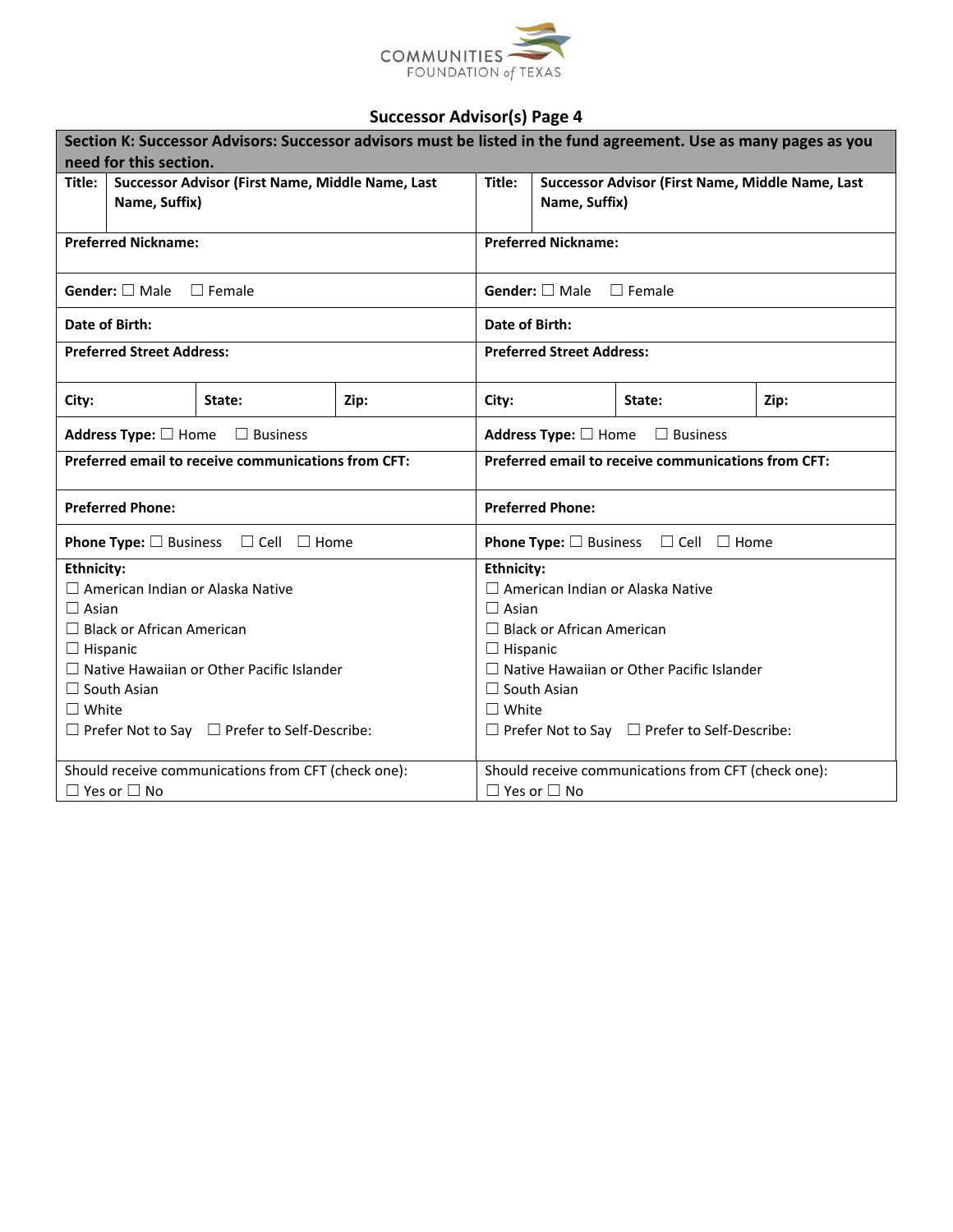COMMUNITIES FOUNDATION of TEXAS

## Successor Advisor(s) Page 4

| Section K: Successor Advisors: Successor advisors must be listed in the fund agreement. Use as many pages as you need for this section. | |
|---|---|
| **Title:** **Successor Advisor (First Name, Middle Name, Last Name, Suffix)** | **Title:** **Successor Advisor (First Name, Middle Name, Last Name, Suffix)** |
| **Preferred Nickname:** | **Preferred Nickname:** |
| **Gender:** ☐ Male ☐ Female | **Gender:** ☐ Male ☐ Female |
| **Date of Birth:** | **Date of Birth:** |
| **Preferred Street Address:** | **Preferred Street Address:** |
| **City:** **State:** **Zip:** | **City:** **State:** **Zip:** |
| **Address Type:** ☐ Home ☐ Business | **Address Type:** ☐ Home ☐ Business |
| **Preferred email to receive communications from CFT:** | **Preferred email to receive communications from CFT:** |
| **Preferred Phone:** | **Preferred Phone:** |
| **Phone Type:** ☐ Business ☐ Cell ☐ Home | **Phone Type:** ☐ Business ☐ Cell ☐ Home |
| **Ethnicity:**<br>☐ American Indian or Alaska Native<br>☐ Asian<br>☐ Black or African American<br>☐ Hispanic<br>☐ Native Hawaiian or Other Pacific Islander<br>☐ South Asian<br>☐ White<br>☐ Prefer Not to Say ☐ Prefer to Self-Describe: | **Ethnicity:**<br>☐ American Indian or Alaska Native<br>☐ Asian<br>☐ Black or African American<br>☐ Hispanic<br>☐ Native Hawaiian or Other Pacific Islander<br>☐ South Asian<br>☐ White<br>☐ Prefer Not to Say ☐ Prefer to Self-Describe: |
| Should receive communications from CFT (check one):<br>☐ Yes or ☐ No | Should receive communications from CFT (check one):<br>☐ Yes or ☐ No |